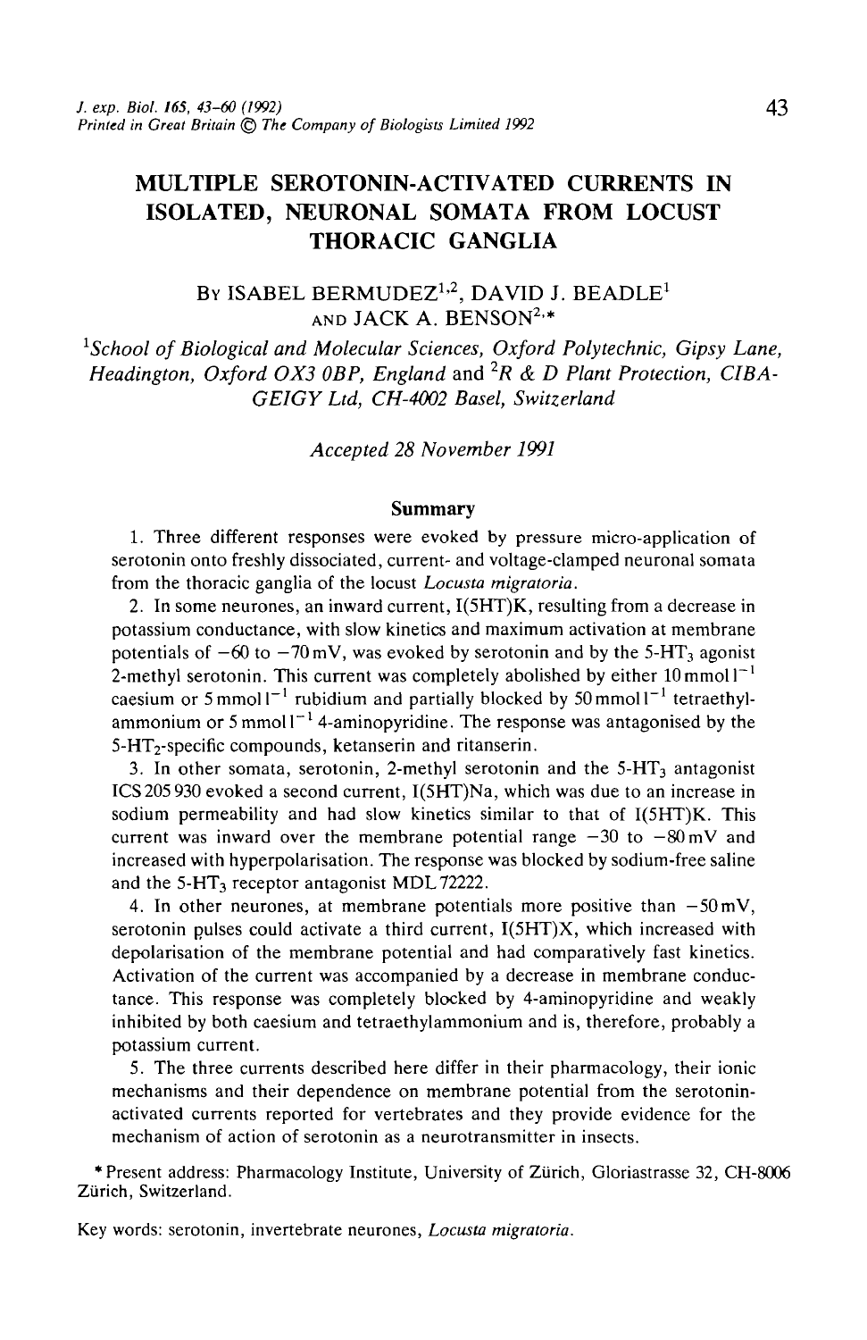# MULTIPLE SEROTONIN-ACTIVATED CURRENTS IN ISOLATED, NEURONAL SOMATA FROM LOCUST THORACIC GANGLIA

By ISABEL BERMUDEZ[1,2], DAVID J. BEADLE[1] AND JACK A. BENSON[2,*]

[1]*School of Biological and Molecular Sciences, Oxford Polytechnic, Gipsy Lane, Headington, Oxford OX3 0BP, England* and [2]*R & D Plant Protection, CIBA-GEIGY Ltd, CH-4002 Basel, Switzerland*

*Accepted 28 November 1991*

## Summary

1. Three different responses were evoked by pressure micro-application of serotonin onto freshly dissociated, current- and voltage-clamped neuronal somata from the thoracic ganglia of the locust *Locusta migratoria*.

2. In some neurones, an inward current, I(5HT)K, resulting from a decrease in potassium conductance, with slow kinetics and maximum activation at membrane potentials of −60 to −70 mV, was evoked by serotonin and by the 5-$HT_3$ agonist 2-methyl serotonin. This current was completely abolished by either 10 mmol $l^{-1}$ caesium or 5 mmol $l^{-1}$ rubidium and partially blocked by 50 mmol $l^{-1}$ tetraethylammonium or 5 mmol $l^{-1}$ 4-aminopyridine. The response was antagonised by the 5-$HT_2$-specific compounds, ketanserin and ritanserin.

3. In other somata, serotonin, 2-methyl serotonin and the 5-$HT_3$ antagonist ICS 205 930 evoked a second current, I(5HT)Na, which was due to an increase in sodium permeability and had slow kinetics similar to that of I(5HT)K. This current was inward over the membrane potential range −30 to −80 mV and increased with hyperpolarisation. The response was blocked by sodium-free saline and the 5-$HT_3$ receptor antagonist MDL 72222.

4. In other neurones, at membrane potentials more positive than −50 mV, serotonin pulses could activate a third current, I(5HT)X, which increased with depolarisation of the membrane potential and had comparatively fast kinetics. Activation of the current was accompanied by a decrease in membrane conductance. This response was completely blocked by 4-aminopyridine and weakly inhibited by both caesium and tetraethylammonium and is, therefore, probably a potassium current.

5. The three currents described here differ in their pharmacology, their ionic mechanisms and their dependence on membrane potential from the serotonin-activated currents reported for vertebrates and they provide evidence for the mechanism of action of serotonin as a neurotransmitter in insects.

\* Present address: Pharmacology Institute, University of Zürich, Gloriastrasse 32, CH-8006 Zürich, Switzerland.

Key words: serotonin, invertebrate neurones, *Locusta migratoria*.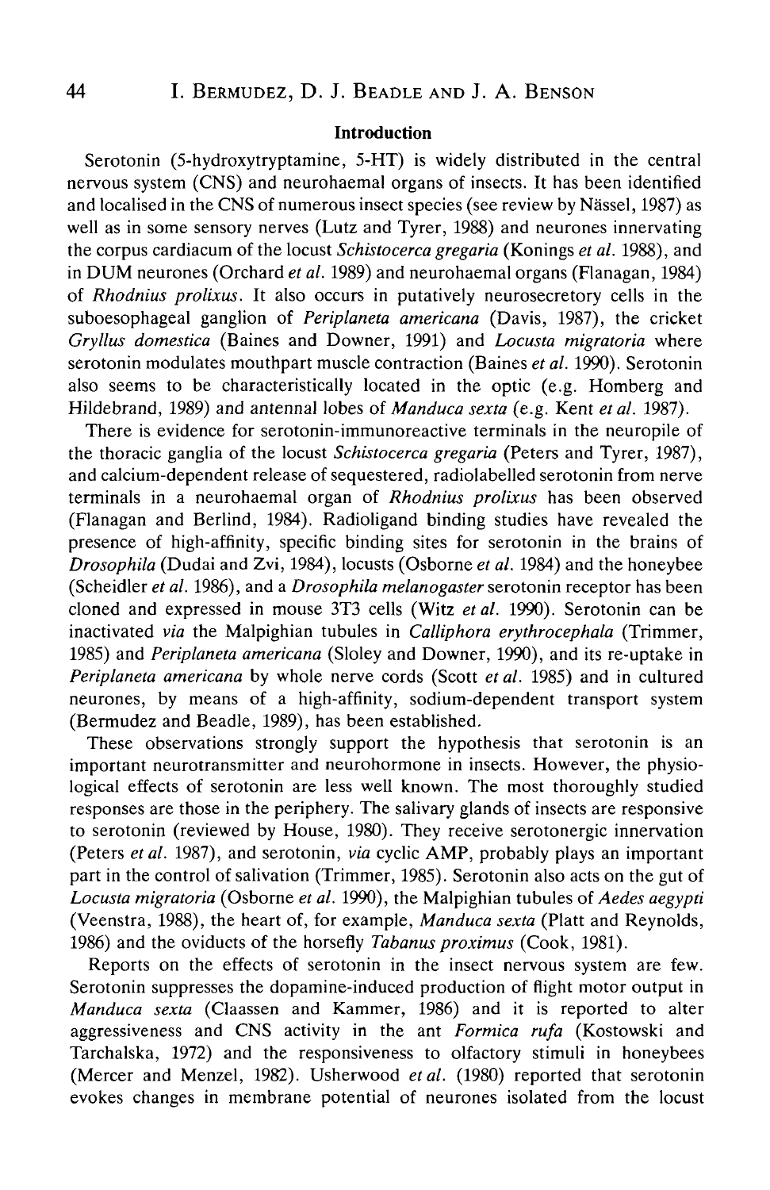## Introduction

Serotonin (5-hydroxytryptamine, 5-HT) is widely distributed in the central nervous system (CNS) and neurohaemal organs of insects. It has been identified and localised in the CNS of numerous insect species (see review by Nässel, 1987) as well as in some sensory nerves (Lutz and Tyrer, 1988) and neurones innervating the corpus cardiacum of the locust *Schistocerca gregaria* (Konings *et al.* 1988), and in DUM neurones (Orchard *et al.* 1989) and neurohaemal organs (Flanagan, 1984) of *Rhodnius prolixus*. It also occurs in putatively neurosecretory cells in the suboesophageal ganglion of *Periplaneta americana* (Davis, 1987), the cricket *Gryllus domestica* (Baines and Downer, 1991) and *Locusta migratoria* where serotonin modulates mouthpart muscle contraction (Baines *et al.* 1990). Serotonin also seems to be characteristically located in the optic (e.g. Homberg and Hildebrand, 1989) and antennal lobes of *Manduca sexta* (e.g. Kent *et al.* 1987).

There is evidence for serotonin-immunoreactive terminals in the neuropile of the thoracic ganglia of the locust *Schistocerca gregaria* (Peters and Tyrer, 1987), and calcium-dependent release of sequestered, radiolabelled serotonin from nerve terminals in a neurohaemal organ of *Rhodnius prolixus* has been observed (Flanagan and Berlind, 1984). Radioligand binding studies have revealed the presence of high-affinity, specific binding sites for serotonin in the brains of *Drosophila* (Dudai and Zvi, 1984), locusts (Osborne *et al.* 1984) and the honeybee (Scheidler *et al.* 1986), and a *Drosophila melanogaster* serotonin receptor has been cloned and expressed in mouse 3T3 cells (Witz *et al.* 1990). Serotonin can be inactivated *via* the Malpighian tubules in *Calliphora erythrocephala* (Trimmer, 1985) and *Periplaneta americana* (Sloley and Downer, 1990), and its re-uptake in *Periplaneta americana* by whole nerve cords (Scott *et al.* 1985) and in cultured neurones, by means of a high-affinity, sodium-dependent transport system (Bermudez and Beadle, 1989), has been established.

These observations strongly support the hypothesis that serotonin is an important neurotransmitter and neurohormone in insects. However, the physiological effects of serotonin are less well known. The most thoroughly studied responses are those in the periphery. The salivary glands of insects are responsive to serotonin (reviewed by House, 1980). They receive serotonergic innervation (Peters *et al.* 1987), and serotonin, *via* cyclic AMP, probably plays an important part in the control of salivation (Trimmer, 1985). Serotonin also acts on the gut of *Locusta migratoria* (Osborne *et al.* 1990), the Malpighian tubules of *Aedes aegypti* (Veenstra, 1988), the heart of, for example, *Manduca sexta* (Platt and Reynolds, 1986) and the oviducts of the horsefly *Tabanus proximus* (Cook, 1981).

Reports on the effects of serotonin in the insect nervous system are few. Serotonin suppresses the dopamine-induced production of flight motor output in *Manduca sexta* (Claassen and Kammer, 1986) and it is reported to alter aggressiveness and CNS activity in the ant *Formica rufa* (Kostowski and Tarchalska, 1972) and the responsiveness to olfactory stimuli in honeybees (Mercer and Menzel, 1982). Usherwood *et al.* (1980) reported that serotonin evokes changes in membrane potential of neurones isolated from the locust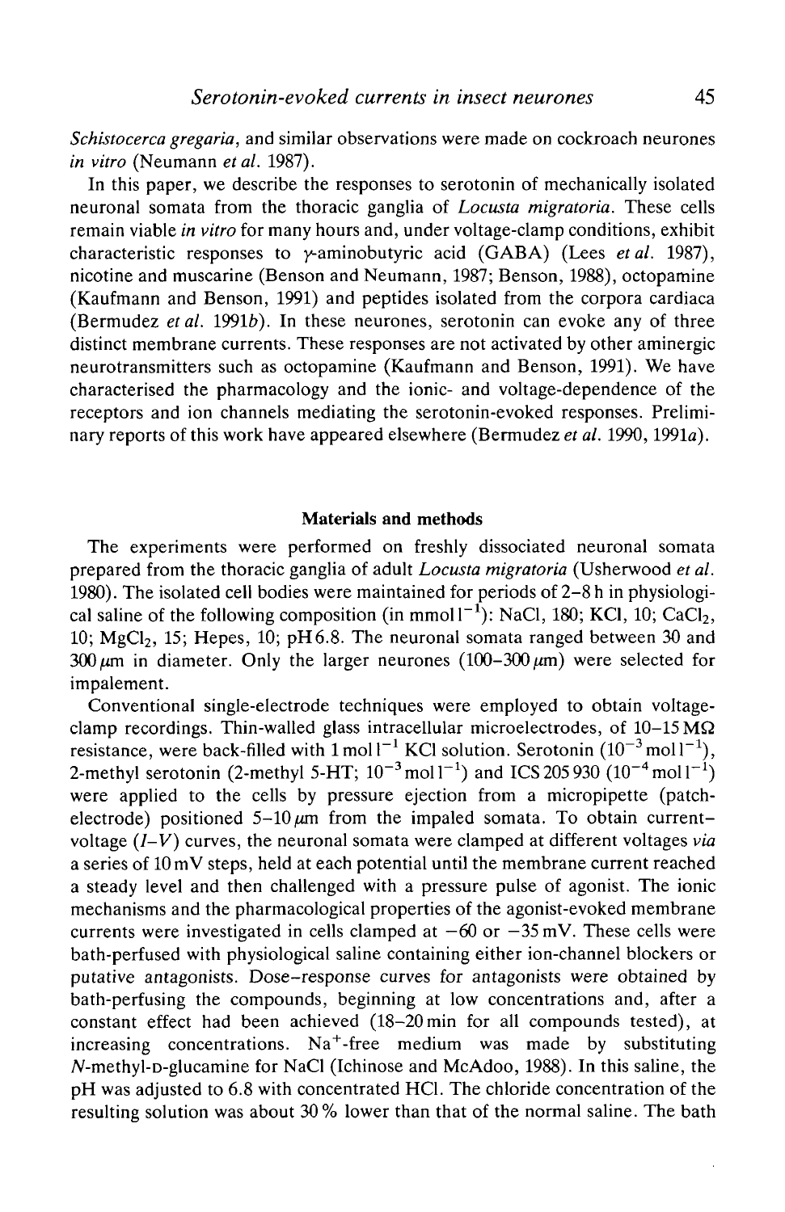*Schistocerca gregaria*, and similar observations were made on cockroach neurones *in vitro* (Neumann *et al.* 1987).

In this paper, we describe the responses to serotonin of mechanically isolated neuronal somata from the thoracic ganglia of *Locusta migratoria*. These cells remain viable *in vitro* for many hours and, under voltage-clamp conditions, exhibit characteristic responses to γ-aminobutyric acid (GABA) (Lees *et al.* 1987), nicotine and muscarine (Benson and Neumann, 1987; Benson, 1988), octopamine (Kaufmann and Benson, 1991) and peptides isolated from the corpora cardiaca (Bermudez *et al.* 1991*b*). In these neurones, serotonin can evoke any of three distinct membrane currents. These responses are not activated by other aminergic neurotransmitters such as octopamine (Kaufmann and Benson, 1991). We have characterised the pharmacology and the ionic- and voltage-dependence of the receptors and ion channels mediating the serotonin-evoked responses. Preliminary reports of this work have appeared elsewhere (Bermudez *et al.* 1990, 1991*a*).

## Materials and methods

The experiments were performed on freshly dissociated neuronal somata prepared from the thoracic ganglia of adult *Locusta migratoria* (Usherwood *et al.* 1980). The isolated cell bodies were maintained for periods of 2–8 h in physiological saline of the following composition (in $mmol\,l^{-1}$): NaCl, 180; KCl, 10; $CaCl_2$, 10; $MgCl_2$, 15; Hepes, 10; pH 6.8. The neuronal somata ranged between 30 and 300 μm in diameter. Only the larger neurones (100–300 μm) were selected for impalement.

Conventional single-electrode techniques were employed to obtain voltage-clamp recordings. Thin-walled glass intracellular microelectrodes, of 10–15 MΩ resistance, were back-filled with $1\,mol\,l^{-1}$ KCl solution. Serotonin ($10^{-3}\,mol\,l^{-1}$), 2-methyl serotonin (2-methyl 5-HT; $10^{-3}\,mol\,l^{-1}$) and ICS 205 930 ($10^{-4}\,mol\,l^{-1}$) were applied to the cells by pressure ejection from a micropipette (patch-electrode) positioned 5–10 μm from the impaled somata. To obtain current–voltage (*I–V*) curves, the neuronal somata were clamped at different voltages *via* a series of 10 mV steps, held at each potential until the membrane current reached a steady level and then challenged with a pressure pulse of agonist. The ionic mechanisms and the pharmacological properties of the agonist-evoked membrane currents were investigated in cells clamped at −60 or −35 mV. These cells were bath-perfused with physiological saline containing either ion-channel blockers or putative antagonists. Dose–response curves for antagonists were obtained by bath-perfusing the compounds, beginning at low concentrations and, after a constant effect had been achieved (18–20 min for all compounds tested), at increasing concentrations. $Na^+$-free medium was made by substituting *N*-methyl-D-glucamine for NaCl (Ichinose and McAdoo, 1988). In this saline, the pH was adjusted to 6.8 with concentrated HCl. The chloride concentration of the resulting solution was about 30 % lower than that of the normal saline. The bath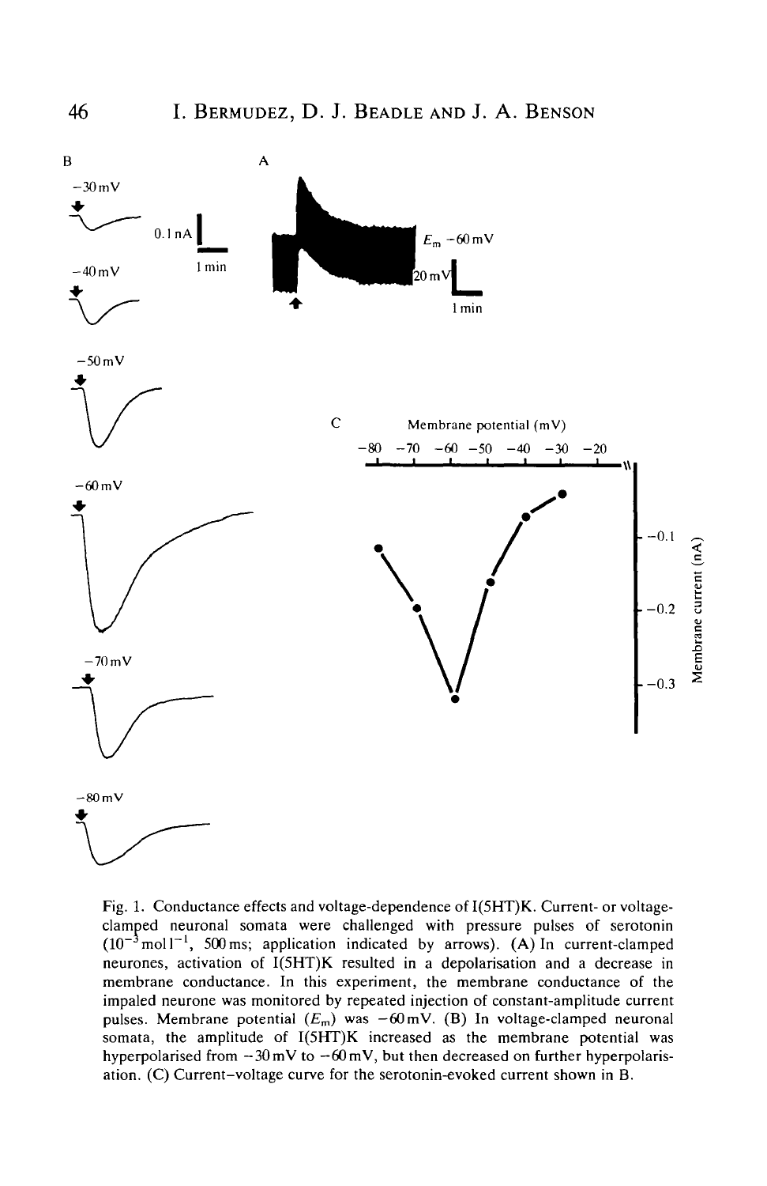Fig. 1. Conductance effects and voltage-dependence of I(5HT)K. Current- or voltage-clamped neuronal somata were challenged with pressure pulses of serotonin ($10^{-3}$ mol $l^{-1}$, 500 ms; application indicated by arrows). (A) In current-clamped neurones, activation of I(5HT)K resulted in a depolarisation and a decrease in membrane conductance. In this experiment, the membrane conductance of the impaled neurone was monitored by repeated injection of constant-amplitude current pulses. Membrane potential ($E_m$) was −60 mV. (B) In voltage-clamped neuronal somata, the amplitude of I(5HT)K increased as the membrane potential was hyperpolarised from −30 mV to −60 mV, but then decreased on further hyperpolarisation. (C) Current–voltage curve for the serotonin-evoked current shown in B.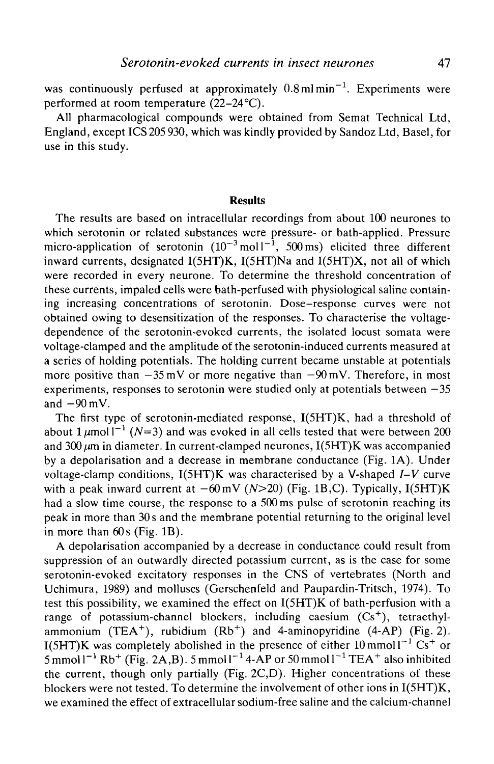was continuously perfused at approximately $0.8\,ml\,min^{-1}$. Experiments were performed at room temperature (22–24°C).

All pharmacological compounds were obtained from Semat Technical Ltd, England, except ICS 205 930, which was kindly provided by Sandoz Ltd, Basel, for use in this study.

## Results

The results are based on intracellular recordings from about 100 neurones to which serotonin or related substances were pressure- or bath-applied. Pressure micro-application of serotonin ($10^{-3}\,mol\,l^{-1}$, 500 ms) elicited three different inward currents, designated I(5HT)K, I(5HT)Na and I(5HT)X, not all of which were recorded in every neurone. To determine the threshold concentration of these currents, impaled cells were bath-perfused with physiological saline containing increasing concentrations of serotonin. Dose–response curves were not obtained owing to desensitization of the responses. To characterise the voltage-dependence of the serotonin-evoked currents, the isolated locust somata were voltage-clamped and the amplitude of the serotonin-induced currents measured at a series of holding potentials. The holding current became unstable at potentials more positive than $-35$ mV or more negative than $-90$ mV. Therefore, in most experiments, responses to serotonin were studied only at potentials between $-35$ and $-90$ mV.

The first type of serotonin-mediated response, I(5HT)K, had a threshold of about $1\,\mu mol\,l^{-1}$ ($N=3$) and was evoked in all cells tested that were between 200 and 300 $\mu$m in diameter. In current-clamped neurones, I(5HT)K was accompanied by a depolarisation and a decrease in membrane conductance (Fig. 1A). Under voltage-clamp conditions, I(5HT)K was characterised by a V-shaped *I–V* curve with a peak inward current at $-60$ mV ($N>20$) (Fig. 1B,C). Typically, I(5HT)K had a slow time course, the response to a 500 ms pulse of serotonin reaching its peak in more than 30 s and the membrane potential returning to the original level in more than 60 s (Fig. 1B).

A depolarisation accompanied by a decrease in conductance could result from suppression of an outwardly directed potassium current, as is the case for some serotonin-evoked excitatory responses in the CNS of vertebrates (North and Uchimura, 1989) and molluscs (Gerschenfeld and Paupardin-Tritsch, 1974). To test this possibility, we examined the effect on I(5HT)K of bath-perfusion with a range of potassium-channel blockers, including caesium ($Cs^+$), tetraethylammonium ($TEA^+$), rubidium ($Rb^+$) and 4-aminopyridine (4-AP) (Fig. 2). I(5HT)K was completely abolished in the presence of either $10\,mmol\,l^{-1}$ $Cs^+$ or $5\,mmol\,l^{-1}$ $Rb^+$ (Fig. 2A,B). $5\,mmol\,l^{-1}$ 4-AP or $50\,mmol\,l^{-1}$ $TEA^+$ also inhibited the current, though only partially (Fig. 2C,D). Higher concentrations of these blockers were not tested. To determine the involvement of other ions in I(5HT)K, we examined the effect of extracellular sodium-free saline and the calcium-channel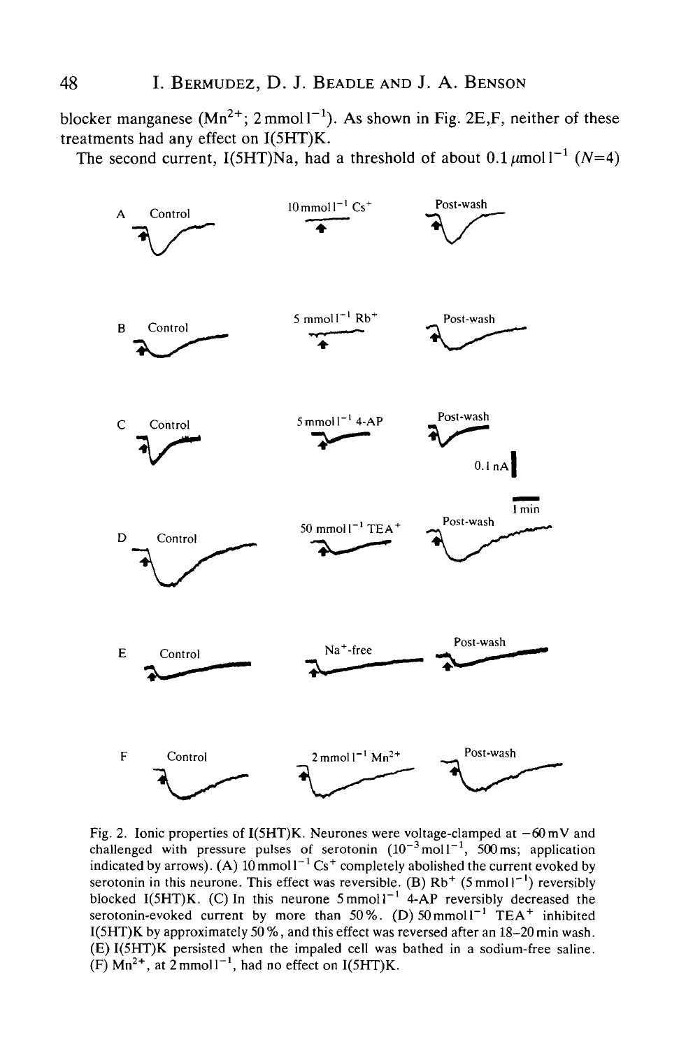blocker manganese ($Mn^{2+}$; 2 mmol $l^{-1}$). As shown in Fig. 2E,F, neither of these treatments had any effect on I(5HT)K.

The second current, I(5HT)Na, had a threshold of about 0.1 $\mu$mol $l^{-1}$ ($N$=4)

Fig. 2. Ionic properties of I(5HT)K. Neurones were voltage-clamped at −60 mV and challenged with pressure pulses of serotonin ($10^{-3}$ mol $l^{-1}$, 500 ms; application indicated by arrows). (A) 10 mmol $l^{-1}$ $Cs^+$ completely abolished the current evoked by serotonin in this neurone. This effect was reversible. (B) $Rb^+$ (5 mmol $l^{-1}$) reversibly blocked I(5HT)K. (C) In this neurone 5 mmol $l^{-1}$ 4-AP reversibly decreased the serotonin-evoked current by more than 50 %. (D) 50 mmol $l^{-1}$ $TEA^+$ inhibited I(5HT)K by approximately 50 %, and this effect was reversed after an 18–20 min wash. (E) I(5HT)K persisted when the impaled cell was bathed in a sodium-free saline. (F) $Mn^{2+}$, at 2 mmol $l^{-1}$, had no effect on I(5HT)K.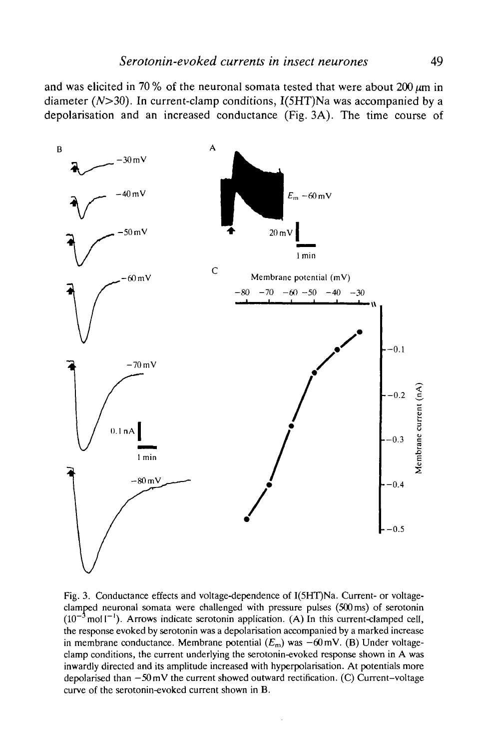and was elicited in 70 % of the neuronal somata tested that were about 200 μm in diameter ($N$>30). In current-clamp conditions, I(5HT)Na was accompanied by a depolarisation and an increased conductance (Fig. 3A). The time course of

Fig. 3. Conductance effects and voltage-dependence of I(5HT)Na. Current- or voltage-clamped neuronal somata were challenged with pressure pulses (500 ms) of serotonin ($10^{-3}$ mol $l^{-1}$). Arrows indicate serotonin application. (A) In this current-clamped cell, the response evoked by serotonin was a depolarisation accompanied by a marked increase in membrane conductance. Membrane potential ($E_m$) was −60 mV. (B) Under voltage-clamp conditions, the current underlying the serotonin-evoked response shown in A was inwardly directed and its amplitude increased with hyperpolarisation. At potentials more depolarised than −50 mV the current showed outward rectification. (C) Current–voltage curve of the serotonin-evoked current shown in B.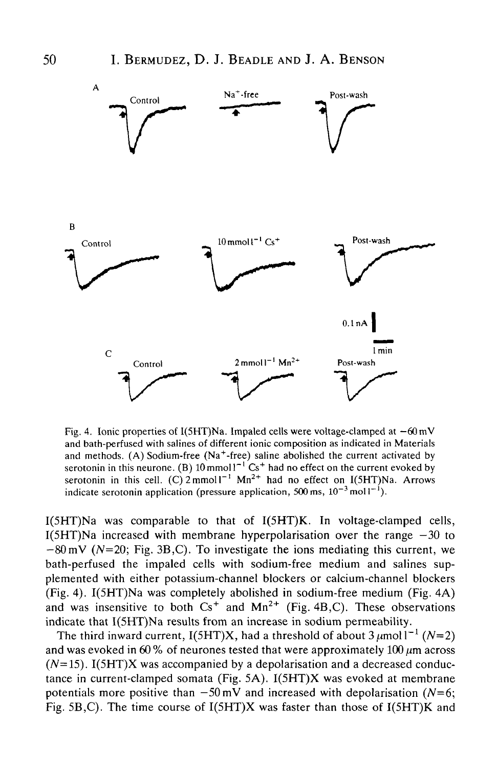Fig. 4. Ionic properties of I(5HT)Na. Impaled cells were voltage-clamped at $-60$ mV and bath-perfused with salines of different ionic composition as indicated in Materials and methods. (A) Sodium-free ($Na^+$-free) saline abolished the current activated by serotonin in this neurone. (B) 10 mmol $l^{-1}$ $Cs^+$ had no effect on the current evoked by serotonin in this cell. (C) 2 mmol $l^{-1}$ $Mn^{2+}$ had no effect on I(5HT)Na. Arrows indicate serotonin application (pressure application, 500 ms, $10^{-3}$ mol $l^{-1}$).

I(5HT)Na was comparable to that of I(5HT)K. In voltage-clamped cells, I(5HT)Na increased with membrane hyperpolarisation over the range $-30$ to $-80$ mV ($N$=20; Fig. 3B,C). To investigate the ions mediating this current, we bath-perfused the impaled cells with sodium-free medium and salines supplemented with either potassium-channel blockers or calcium-channel blockers (Fig. 4). I(5HT)Na was completely abolished in sodium-free medium (Fig. 4A) and was insensitive to both $Cs^+$ and $Mn^{2+}$ (Fig. 4B,C). These observations indicate that I(5HT)Na results from an increase in sodium permeability.

The third inward current, I(5HT)X, had a threshold of about 3 $\mu$mol $l^{-1}$ ($N$=2) and was evoked in 60 % of neurones tested that were approximately 100 $\mu$m across ($N$=15). I(5HT)X was accompanied by a depolarisation and a decreased conductance in current-clamped somata (Fig. 5A). I(5HT)X was evoked at membrane potentials more positive than $-50$ mV and increased with depolarisation ($N$=6; Fig. 5B,C). The time course of I(5HT)X was faster than those of I(5HT)K and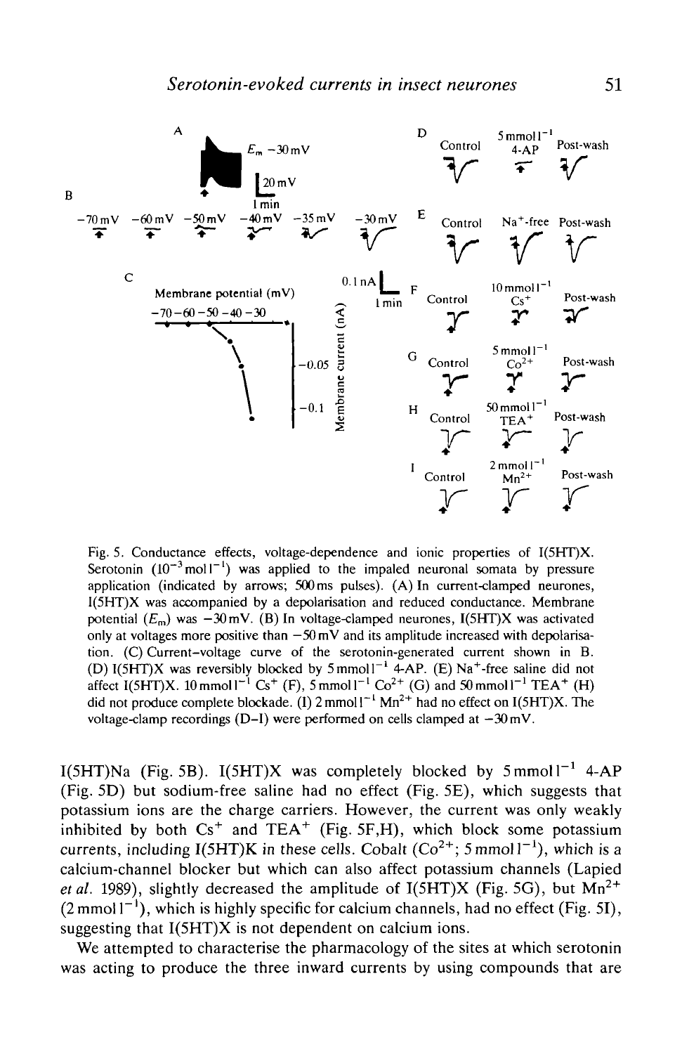Fig. 5. Conductance effects, voltage-dependence and ionic properties of I(5HT)X. Serotonin ($10^{-3}$ mol $l^{-1}$) was applied to the impaled neuronal somata by pressure application (indicated by arrows; 500 ms pulses). (A) In current-clamped neurones, I(5HT)X was accompanied by a depolarisation and reduced conductance. Membrane potential ($E_m$) was −30 mV. (B) In voltage-clamped neurones, I(5HT)X was activated only at voltages more positive than −50 mV and its amplitude increased with depolarisation. (C) Current–voltage curve of the serotonin-generated current shown in B. (D) I(5HT)X was reversibly blocked by 5 mmol $l^{-1}$ 4-AP. (E) $Na^+$-free saline did not affect I(5HT)X. 10 mmol $l^{-1}$ $Cs^+$ (F), 5 mmol $l^{-1}$ $Co^{2+}$ (G) and 50 mmol $l^{-1}$ $TEA^+$ (H) did not produce complete blockade. (I) 2 mmol $l^{-1}$ $Mn^{2+}$ had no effect on I(5HT)X. The voltage-clamp recordings (D–I) were performed on cells clamped at −30 mV.

I(5HT)Na (Fig. 5B). I(5HT)X was completely blocked by 5 mmol $l^{-1}$ 4-AP (Fig. 5D) but sodium-free saline had no effect (Fig. 5E), which suggests that potassium ions are the charge carriers. However, the current was only weakly inhibited by both $Cs^+$ and $TEA^+$ (Fig. 5F,H), which block some potassium currents, including I(5HT)K in these cells. Cobalt ($Co^{2+}$; 5 mmol $l^{-1}$), which is a calcium-channel blocker but which can also affect potassium channels (Lapied *et al.* 1989), slightly decreased the amplitude of I(5HT)X (Fig. 5G), but $Mn^{2+}$ (2 mmol $l^{-1}$), which is highly specific for calcium channels, had no effect (Fig. 5I), suggesting that I(5HT)X is not dependent on calcium ions.

We attempted to characterise the pharmacology of the sites at which serotonin was acting to produce the three inward currents by using compounds that are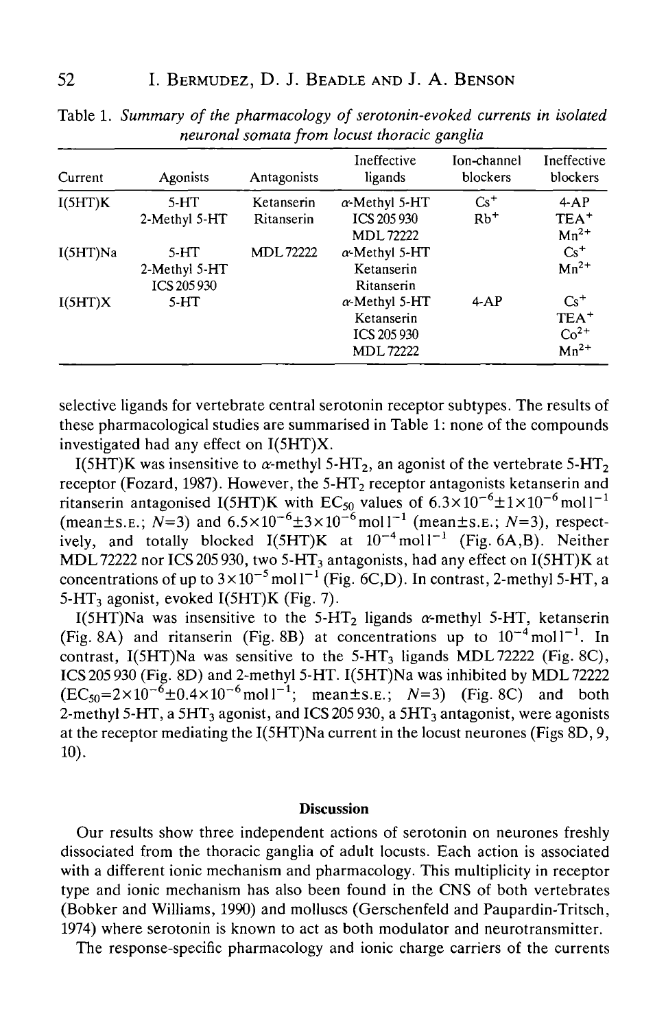Table 1. *Summary of the pharmacology of serotonin-evoked currents in isolated neuronal somata from locust thoracic ganglia*

| Current | Agonists | Antagonists | Ineffective ligands | Ion-channel blockers | Ineffective blockers |
|---|---|---|---|---|---|
| I(5HT)K | 5-HT | Ketanserin | α-Methyl 5-HT | $Cs^+$ | 4-AP |
| | 2-Methyl 5-HT | Ritanserin | ICS 205 930 | $Rb^+$ | $TEA^+$ |
| | | | MDL 72222 | | $Mn^{2+}$ |
| I(5HT)Na | 5-HT | MDL 72222 | α-Methyl 5-HT | | $Cs^+$ |
| | 2-Methyl 5-HT | | Ketanserin | | $Mn^{2+}$ |
| | ICS 205 930 | | Ritanserin | | |
| I(5HT)X | 5-HT | | α-Methyl 5-HT | 4-AP | $Cs^+$ |
| | | | Ketanserin | | $TEA^+$ |
| | | | ICS 205 930 | | $Co^{2+}$ |
| | | | MDL 72222 | | $Mn^{2+}$ |

selective ligands for vertebrate central serotonin receptor subtypes. The results of these pharmacological studies are summarised in Table 1: none of the compounds investigated had any effect on I(5HT)X.

I(5HT)K was insensitive to α-methyl 5-$HT_2$, an agonist of the vertebrate 5-$HT_2$ receptor (Fozard, 1987). However, the 5-$HT_2$ receptor antagonists ketanserin and ritanserin antagonised I(5HT)K with $EC_{50}$ values of $6.3\times10^{-6}\pm1\times10^{-6}$ mol $l^{-1}$ (mean±S.E.; $N$=3) and $6.5\times10^{-6}\pm3\times10^{-6}$ mol $l^{-1}$ (mean±S.E.; $N$=3), respectively, and totally blocked I(5HT)K at $10^{-4}$ mol $l^{-1}$ (Fig. 6A,B). Neither MDL 72222 nor ICS 205 930, two 5-$HT_3$ antagonists, had any effect on I(5HT)K at concentrations of up to $3\times10^{-5}$ mol $l^{-1}$ (Fig. 6C,D). In contrast, 2-methyl 5-HT, a 5-$HT_3$ agonist, evoked I(5HT)K (Fig. 7).

I(5HT)Na was insensitive to the 5-$HT_2$ ligands α-methyl 5-HT, ketanserin (Fig. 8A) and ritanserin (Fig. 8B) at concentrations up to $10^{-4}$ mol $l^{-1}$. In contrast, I(5HT)Na was sensitive to the 5-$HT_3$ ligands MDL 72222 (Fig. 8C), ICS 205 930 (Fig. 8D) and 2-methyl 5-HT. I(5HT)Na was inhibited by MDL 72222 ($EC_{50}=2\times10^{-6}\pm0.4\times10^{-6}$ mol $l^{-1}$; mean±S.E.; $N$=3) (Fig. 8C) and both 2-methyl 5-HT, a $5HT_3$ agonist, and ICS 205 930, a $5HT_3$ antagonist, were agonists at the receptor mediating the I(5HT)Na current in the locust neurones (Figs 8D, 9, 10).

## Discussion

Our results show three independent actions of serotonin on neurones freshly dissociated from the thoracic ganglia of adult locusts. Each action is associated with a different ionic mechanism and pharmacology. This multiplicity in receptor type and ionic mechanism has also been found in the CNS of both vertebrates (Bobker and Williams, 1990) and molluscs (Gerschenfeld and Paupardin-Tritsch, 1974) where serotonin is known to act as both modulator and neurotransmitter.

The response-specific pharmacology and ionic charge carriers of the currents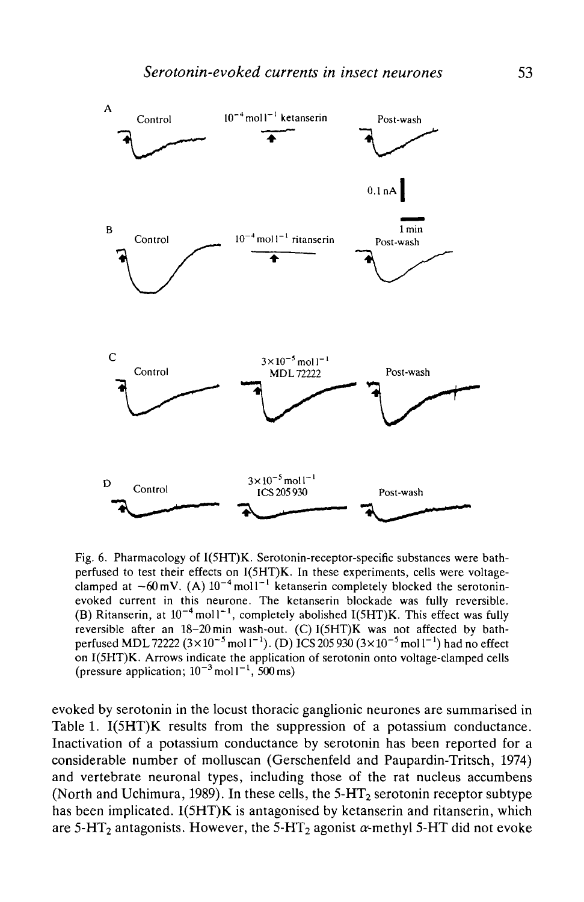Fig. 6. Pharmacology of I(5HT)K. Serotonin-receptor-specific substances were bath-perfused to test their effects on I(5HT)K. In these experiments, cells were voltage-clamped at −60 mV. (A) $10^{-4}$ mol $l^{-1}$ ketanserin completely blocked the serotonin-evoked current in this neurone. The ketanserin blockade was fully reversible. (B) Ritanserin, at $10^{-4}$ mol $l^{-1}$, completely abolished I(5HT)K. This effect was fully reversible after an 18–20 min wash-out. (C) I(5HT)K was not affected by bath-perfused MDL 72222 ($3 \times 10^{-5}$ mol $l^{-1}$). (D) ICS 205 930 ($3 \times 10^{-5}$ mol $l^{-1}$) had no effect on I(5HT)K. Arrows indicate the application of serotonin onto voltage-clamped cells (pressure application; $10^{-3}$ mol $l^{-1}$, 500 ms)

evoked by serotonin in the locust thoracic ganglionic neurones are summarised in Table 1. I(5HT)K results from the suppression of a potassium conductance. Inactivation of a potassium conductance by serotonin has been reported for a considerable number of molluscan (Gerschenfeld and Paupardin-Tritsch, 1974) and vertebrate neuronal types, including those of the rat nucleus accumbens (North and Uchimura, 1989). In these cells, the 5-$HT_2$ serotonin receptor subtype has been implicated. I(5HT)K is antagonised by ketanserin and ritanserin, which are 5-$HT_2$ antagonists. However, the 5-$HT_2$ agonist $\alpha$-methyl 5-HT did not evoke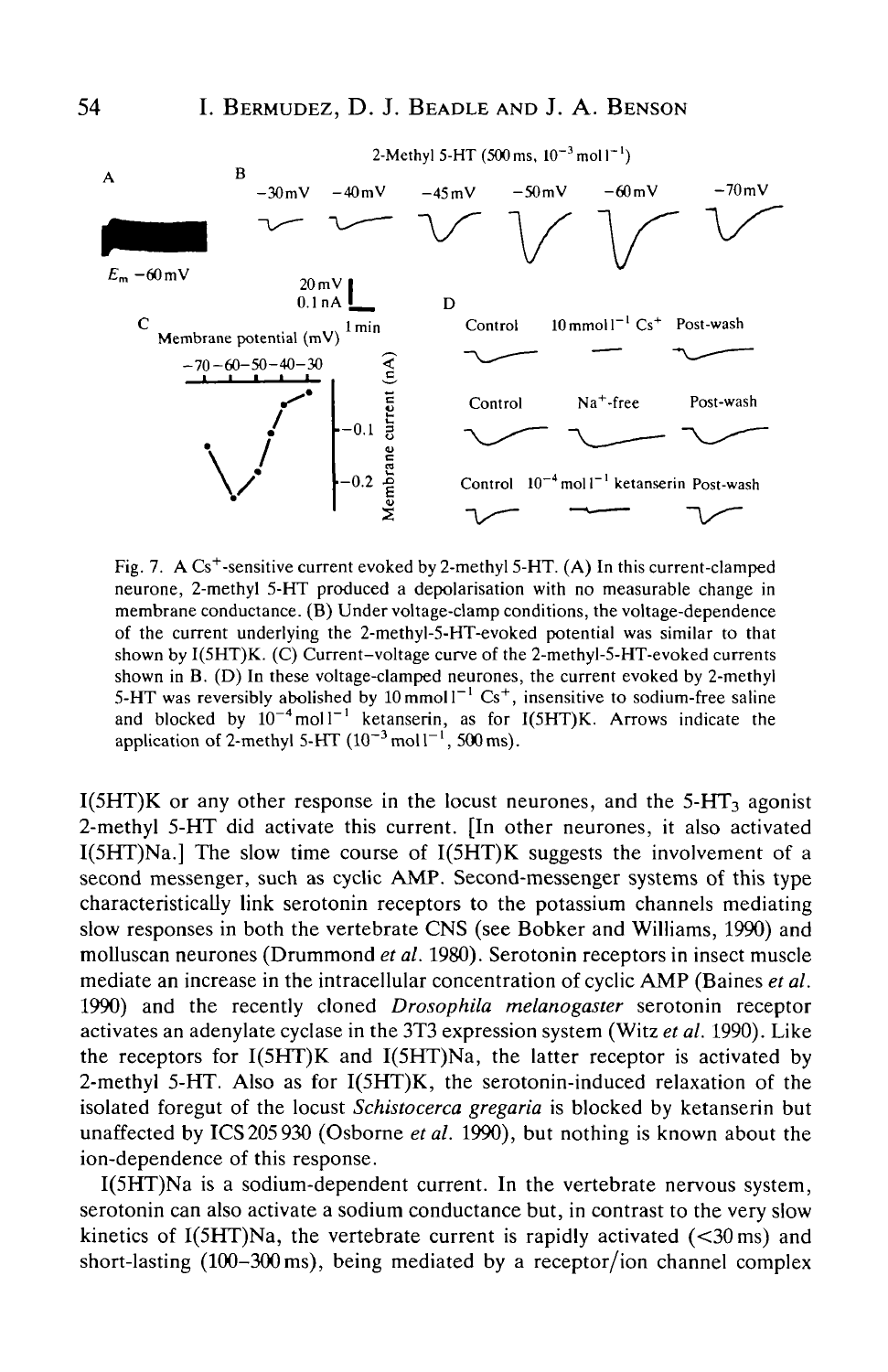Fig. 7. A $Cs^+$-sensitive current evoked by 2-methyl 5-HT. (A) In this current-clamped neurone, 2-methyl 5-HT produced a depolarisation with no measurable change in membrane conductance. (B) Under voltage-clamp conditions, the voltage-dependence of the current underlying the 2-methyl-5-HT-evoked potential was similar to that shown by I(5HT)K. (C) Current–voltage curve of the 2-methyl-5-HT-evoked currents shown in B. (D) In these voltage-clamped neurones, the current evoked by 2-methyl 5-HT was reversibly abolished by 10 mmol $l^{-1}$ $Cs^+$, insensitive to sodium-free saline and blocked by $10^{-4}$ mol $l^{-1}$ ketanserin, as for I(5HT)K. Arrows indicate the application of 2-methyl 5-HT ($10^{-3}$ mol $l^{-1}$, 500 ms).

I(5HT)K or any other response in the locust neurones, and the 5-$HT_3$ agonist 2-methyl 5-HT did activate this current. [In other neurones, it also activated I(5HT)Na.] The slow time course of I(5HT)K suggests the involvement of a second messenger, such as cyclic AMP. Second-messenger systems of this type characteristically link serotonin receptors to the potassium channels mediating slow responses in both the vertebrate CNS (see Bobker and Williams, 1990) and molluscan neurones (Drummond *et al.* 1980). Serotonin receptors in insect muscle mediate an increase in the intracellular concentration of cyclic AMP (Baines *et al.* 1990) and the recently cloned *Drosophila melanogaster* serotonin receptor activates an adenylate cyclase in the 3T3 expression system (Witz *et al.* 1990). Like the receptors for I(5HT)K and I(5HT)Na, the latter receptor is activated by 2-methyl 5-HT. Also as for I(5HT)K, the serotonin-induced relaxation of the isolated foregut of the locust *Schistocerca gregaria* is blocked by ketanserin but unaffected by ICS 205 930 (Osborne *et al.* 1990), but nothing is known about the ion-dependence of this response.

I(5HT)Na is a sodium-dependent current. In the vertebrate nervous system, serotonin can also activate a sodium conductance but, in contrast to the very slow kinetics of I(5HT)Na, the vertebrate current is rapidly activated (<30 ms) and short-lasting (100–300 ms), being mediated by a receptor/ion channel complex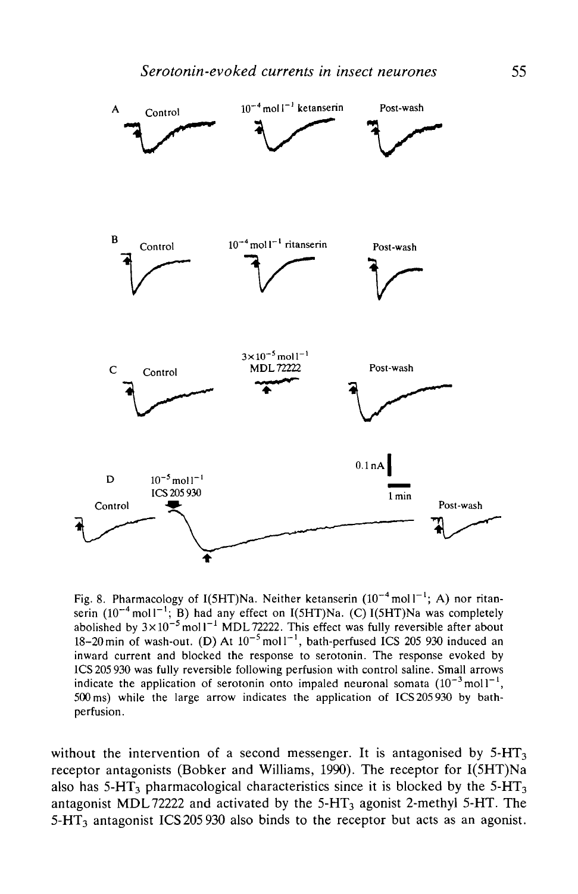Fig. 8. Pharmacology of I(5HT)Na. Neither ketanserin ($10^{-4}$ mol $l^{-1}$; A) nor ritanserin ($10^{-4}$ mol $l^{-1}$; B) had any effect on I(5HT)Na. (C) I(5HT)Na was completely abolished by $3\times10^{-5}$ mol $l^{-1}$ MDL 72222. This effect was fully reversible after about 18–20 min of wash-out. (D) At $10^{-5}$ mol $l^{-1}$, bath-perfused ICS 205 930 induced an inward current and blocked the response to serotonin. The response evoked by ICS 205 930 was fully reversible following perfusion with control saline. Small arrows indicate the application of serotonin onto impaled neuronal somata ($10^{-3}$ mol $l^{-1}$, 500 ms) while the large arrow indicates the application of ICS 205 930 by bath-perfusion.

without the intervention of a second messenger. It is antagonised by 5-$HT_3$ receptor antagonists (Bobker and Williams, 1990). The receptor for I(5HT)Na also has 5-$HT_3$ pharmacological characteristics since it is blocked by the 5-$HT_3$ antagonist MDL 72222 and activated by the 5-$HT_3$ agonist 2-methyl 5-HT. The 5-$HT_3$ antagonist ICS 205 930 also binds to the receptor but acts as an agonist.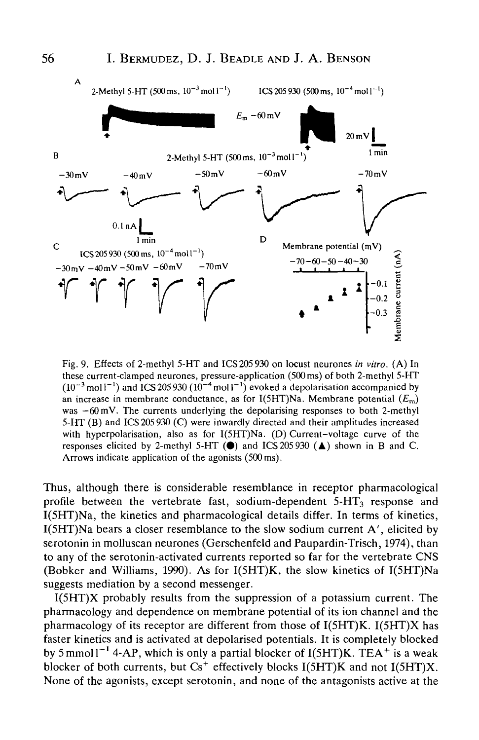Fig. 9. Effects of 2-methyl 5-HT and ICS 205 930 on locust neurones *in vitro*. (A) In these current-clamped neurones, pressure-application (500 ms) of both 2-methyl 5-HT ($10^{-3}$ mol $l^{-1}$) and ICS 205 930 ($10^{-4}$ mol $l^{-1}$) evoked a depolarisation accompanied by an increase in membrane conductance, as for I(5HT)Na. Membrane potential ($E_m$) was −60 mV. The currents underlying the depolarising responses to both 2-methyl 5-HT (B) and ICS 205 930 (C) were inwardly directed and their amplitudes increased with hyperpolarisation, also as for I(5HT)Na. (D) Current–voltage curve of the responses elicited by 2-methyl 5-HT (●) and ICS 205 930 (▲) shown in B and C. Arrows indicate application of the agonists (500 ms).

Thus, although there is considerable resemblance in receptor pharmacological profile between the vertebrate fast, sodium-dependent 5-$HT_3$ response and I(5HT)Na, the kinetics and pharmacological details differ. In terms of kinetics, I(5HT)Na bears a closer resemblance to the slow sodium current A′, elicited by serotonin in molluscan neurones (Gerschenfeld and Paupardin-Trisch, 1974), than to any of the serotonin-activated currents reported so far for the vertebrate CNS (Bobker and Williams, 1990). As for I(5HT)K, the slow kinetics of I(5HT)Na suggests mediation by a second messenger.

I(5HT)X probably results from the suppression of a potassium current. The pharmacology and dependence on membrane potential of its ion channel and the pharmacology of its receptor are different from those of I(5HT)K. I(5HT)X has faster kinetics and is activated at depolarised potentials. It is completely blocked by 5 mmol $l^{-1}$ 4-AP, which is only a partial blocker of I(5HT)K. $TEA^+$ is a weak blocker of both currents, but $Cs^+$ effectively blocks I(5HT)K and not I(5HT)X. None of the agonists, except serotonin, and none of the antagonists active at the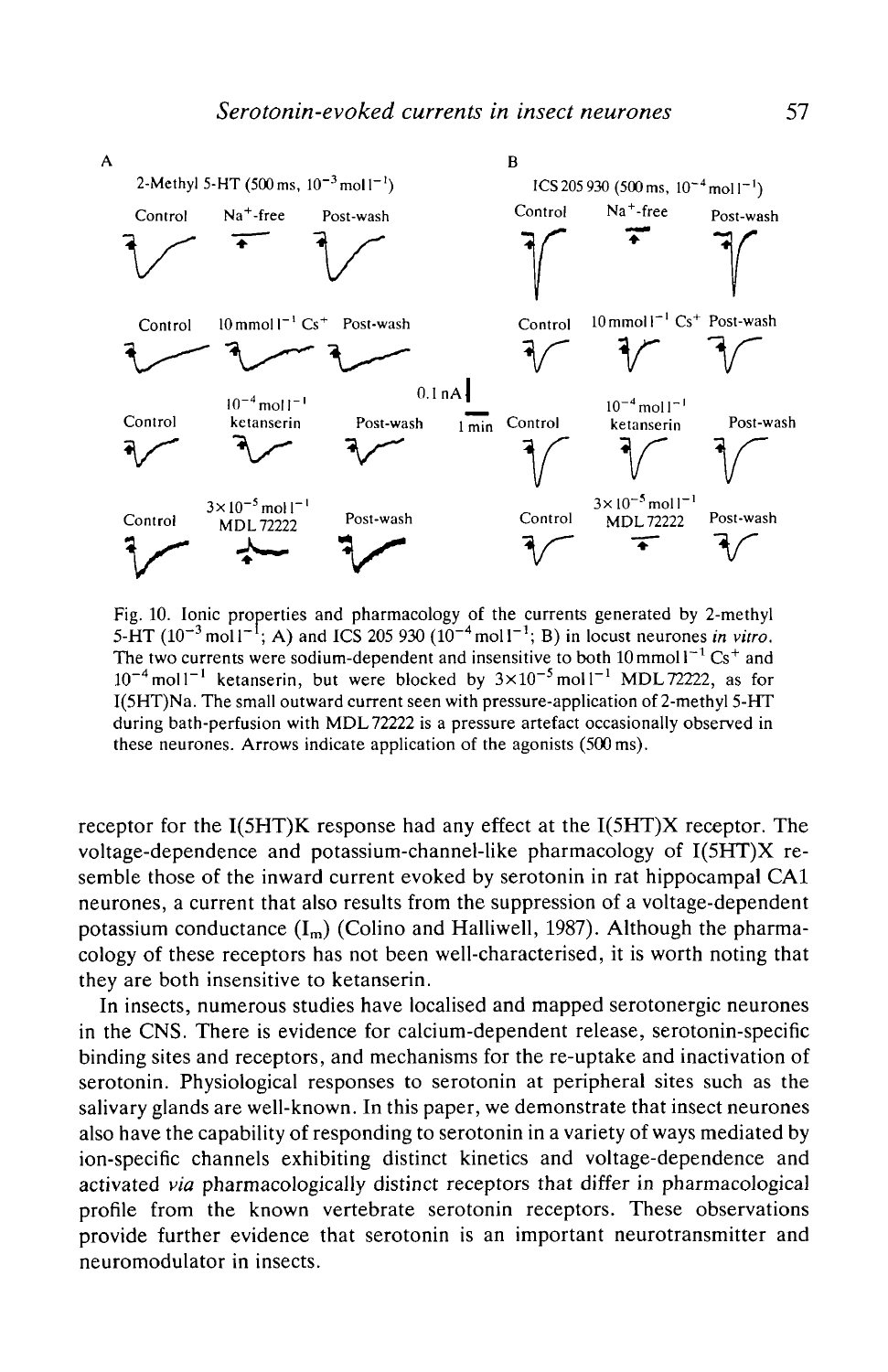Fig. 10. Ionic properties and pharmacology of the currents generated by 2-methyl 5-HT ($10^{-3}$ mol $l^{-1}$; A) and ICS 205 930 ($10^{-4}$ mol $l^{-1}$; B) in locust neurones *in vitro*. The two currents were sodium-dependent and insensitive to both 10 mmol $l^{-1}$ $Cs^+$ and $10^{-4}$ mol $l^{-1}$ ketanserin, but were blocked by $3\times10^{-5}$ mol $l^{-1}$ MDL 72222, as for I(5HT)Na. The small outward current seen with pressure-application of 2-methyl 5-HT during bath-perfusion with MDL 72222 is a pressure artefact occasionally observed in these neurones. Arrows indicate application of the agonists (500 ms).

receptor for the I(5HT)K response had any effect at the I(5HT)X receptor. The voltage-dependence and potassium-channel-like pharmacology of I(5HT)X resemble those of the inward current evoked by serotonin in rat hippocampal CA1 neurones, a current that also results from the suppression of a voltage-dependent potassium conductance ($I_m$) (Colino and Halliwell, 1987). Although the pharmacology of these receptors has not been well-characterised, it is worth noting that they are both insensitive to ketanserin.

In insects, numerous studies have localised and mapped serotonergic neurones in the CNS. There is evidence for calcium-dependent release, serotonin-specific binding sites and receptors, and mechanisms for the re-uptake and inactivation of serotonin. Physiological responses to serotonin at peripheral sites such as the salivary glands are well-known. In this paper, we demonstrate that insect neurones also have the capability of responding to serotonin in a variety of ways mediated by ion-specific channels exhibiting distinct kinetics and voltage-dependence and activated *via* pharmacologically distinct receptors that differ in pharmacological profile from the known vertebrate serotonin receptors. These observations provide further evidence that serotonin is an important neurotransmitter and neuromodulator in insects.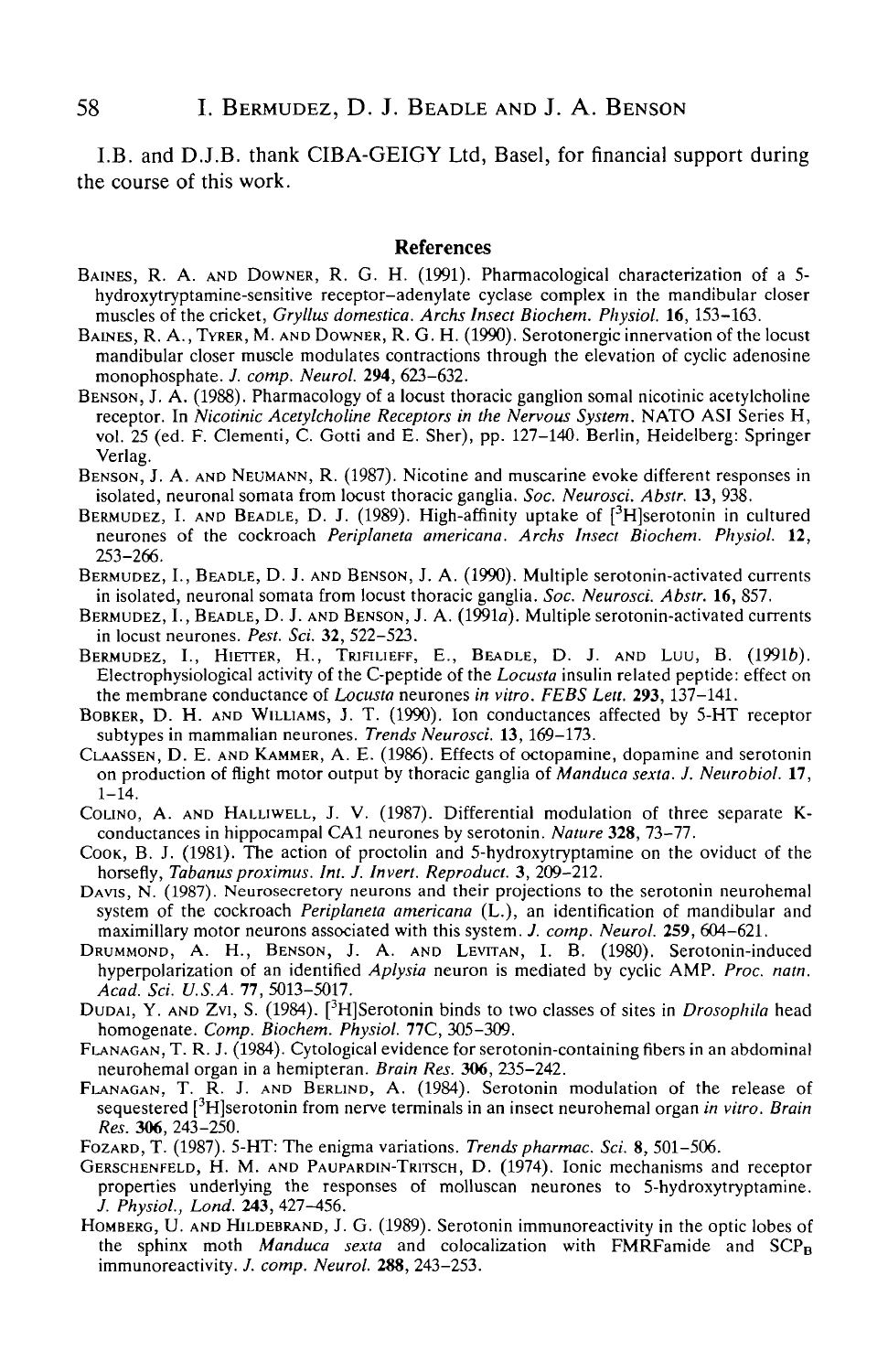I.B. and D.J.B. thank CIBA-GEIGY Ltd, Basel, for financial support during the course of this work.

## References

BAINES, R. A. AND DOWNER, R. G. H. (1991). Pharmacological characterization of a 5-hydroxytryptamine-sensitive receptor–adenylate cyclase complex in the mandibular closer muscles of the cricket, *Gryllus domestica*. *Archs Insect Biochem. Physiol.* **16**, 153–163.

BAINES, R. A., TYRER, M. AND DOWNER, R. G. H. (1990). Serotonergic innervation of the locust mandibular closer muscle modulates contractions through the elevation of cyclic adenosine monophosphate. *J. comp. Neurol.* **294**, 623–632.

BENSON, J. A. (1988). Pharmacology of a locust thoracic ganglion somal nicotinic acetylcholine receptor. In *Nicotinic Acetylcholine Receptors in the Nervous System*. NATO ASI Series H, vol. 25 (ed. F. Clementi, C. Gotti and E. Sher), pp. 127–140. Berlin, Heidelberg: Springer Verlag.

BENSON, J. A. AND NEUMANN, R. (1987). Nicotine and muscarine evoke different responses in isolated, neuronal somata from locust thoracic ganglia. *Soc. Neurosci. Abstr.* **13**, 938.

BERMUDEZ, I. AND BEADLE, D. J. (1989). High-affinity uptake of [$^3$H]serotonin in cultured neurones of the cockroach *Periplaneta americana*. *Archs Insect Biochem. Physiol.* **12**, 253–266.

BERMUDEZ, I., BEADLE, D. J. AND BENSON, J. A. (1990). Multiple serotonin-activated currents in isolated, neuronal somata from locust thoracic ganglia. *Soc. Neurosci. Abstr.* **16**, 857.

BERMUDEZ, I., BEADLE, D. J. AND BENSON, J. A. (1991*a*). Multiple serotonin-activated currents in locust neurones. *Pest. Sci.* **32**, 522–523.

BERMUDEZ, I., HIETTER, H., TRIFILIEFF, E., BEADLE, D. J. AND LUU, B. (1991*b*). Electrophysiological activity of the C-peptide of the *Locusta* insulin related peptide: effect on the membrane conductance of *Locusta* neurones *in vitro*. *FEBS Lett.* **293**, 137–141.

BOBKER, D. H. AND WILLIAMS, J. T. (1990). Ion conductances affected by 5-HT receptor subtypes in mammalian neurones. *Trends Neurosci.* **13**, 169–173.

CLAASSEN, D. E. AND KAMMER, A. E. (1986). Effects of octopamine, dopamine and serotonin on production of flight motor output by thoracic ganglia of *Manduca sexta*. *J. Neurobiol.* **17**, 1–14.

COLINO, A. AND HALLIWELL, J. V. (1987). Differential modulation of three separate K-conductances in hippocampal CA1 neurones by serotonin. *Nature* **328**, 73–77.

COOK, B. J. (1981). The action of proctolin and 5-hydroxytryptamine on the oviduct of the horsefly, *Tabanus proximus*. *Int. J. Invert. Reproduct.* **3**, 209–212.

DAVIS, N. (1987). Neurosecretory neurons and their projections to the serotonin neurohemal system of the cockroach *Periplaneta americana* (L.), an identification of mandibular and maximillary motor neurons associated with this system. *J. comp. Neurol.* **259**, 604–621.

DRUMMOND, A. H., BENSON, J. A. AND LEVITAN, I. B. (1980). Serotonin-induced hyperpolarization of an identified *Aplysia* neuron is mediated by cyclic AMP. *Proc. natn. Acad. Sci. U.S.A.* **77**, 5013–5017.

DUDAI, Y. AND ZVI, S. (1984). [$^3$H]Serotonin binds to two classes of sites in *Drosophila* head homogenate. *Comp. Biochem. Physiol.* **77C**, 305–309.

FLANAGAN, T. R. J. (1984). Cytological evidence for serotonin-containing fibers in an abdominal neurohemal organ in a hemipteran. *Brain Res.* **306**, 235–242.

FLANAGAN, T. R. J. AND BERLIND, A. (1984). Serotonin modulation of the release of sequestered [$^3$H]serotonin from nerve terminals in an insect neurohemal organ *in vitro*. *Brain Res.* **306**, 243–250.

FOZARD, T. (1987). 5-HT: The enigma variations. *Trends pharmac. Sci.* **8**, 501–506.

GERSCHENFELD, H. M. AND PAUPARDIN-TRITSCH, D. (1974). Ionic mechanisms and receptor properties underlying the responses of molluscan neurones to 5-hydroxytryptamine. *J. Physiol., Lond.* **243**, 427–456.

HOMBERG, U. AND HILDEBRAND, J. G. (1989). Serotonin immunoreactivity in the optic lobes of the sphinx moth *Manduca sexta* and colocalization with FMRFamide and $SCP_B$ immunoreactivity. *J. comp. Neurol.* **288**, 243–253.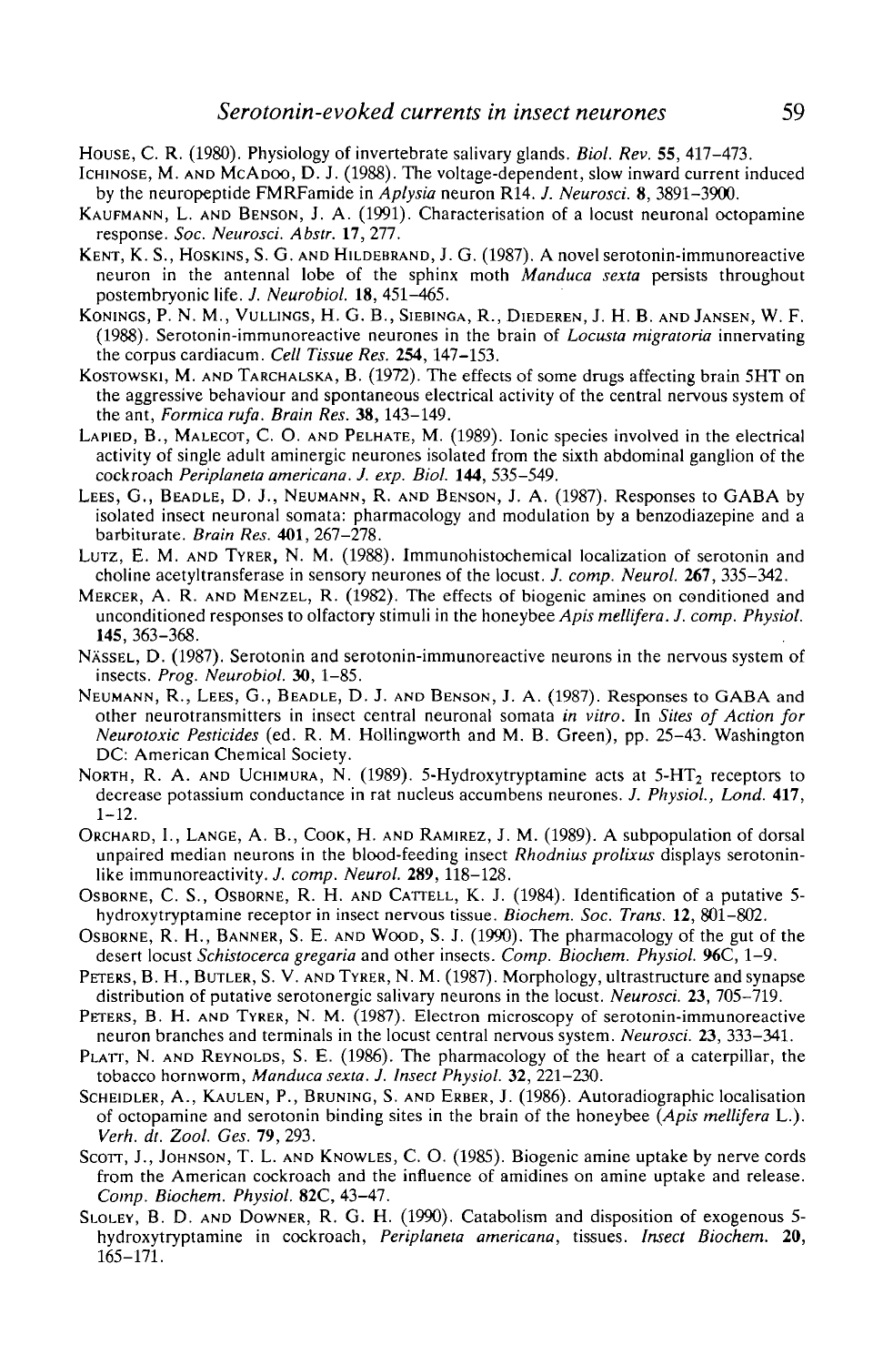House, C. R. (1980). Physiology of invertebrate salivary glands. *Biol. Rev.* **55**, 417–473.

Ichinose, M. and McAdoo, D. J. (1988). The voltage-dependent, slow inward current induced by the neuropeptide FMRFamide in *Aplysia* neuron R14. *J. Neurosci.* **8**, 3891–3900.

Kaufmann, L. and Benson, J. A. (1991). Characterisation of a locust neuronal octopamine response. *Soc. Neurosci. Abstr.* **17**, 277.

Kent, K. S., Hoskins, S. G. and Hildebrand, J. G. (1987). A novel serotonin-immunoreactive neuron in the antennal lobe of the sphinx moth *Manduca sexta* persists throughout postembryonic life. *J. Neurobiol.* **18**, 451–465.

Konings, P. N. M., Vullings, H. G. B., Siebinga, R., Diederen, J. H. B. and Jansen, W. F. (1988). Serotonin-immunoreactive neurones in the brain of *Locusta migratoria* innervating the corpus cardiacum. *Cell Tissue Res.* **254**, 147–153.

Kostowski, M. and Tarchalska, B. (1972). The effects of some drugs affecting brain 5HT on the aggressive behaviour and spontaneous electrical activity of the central nervous system of the ant, *Formica rufa*. *Brain Res.* **38**, 143–149.

Lapied, B., Malecot, C. O. and Pelhate, M. (1989). Ionic species involved in the electrical activity of single adult aminergic neurones isolated from the sixth abdominal ganglion of the cockroach *Periplaneta americana*. *J. exp. Biol.* **144**, 535–549.

Lees, G., Beadle, D. J., Neumann, R. and Benson, J. A. (1987). Responses to GABA by isolated insect neuronal somata: pharmacology and modulation by a benzodiazepine and a barbiturate. *Brain Res.* **401**, 267–278.

Lutz, E. M. and Tyrer, N. M. (1988). Immunohistochemical localization of serotonin and choline acetyltransferase in sensory neurones of the locust. *J. comp. Neurol.* **267**, 335–342.

Mercer, A. R. and Menzel, R. (1982). The effects of biogenic amines on conditioned and unconditioned responses to olfactory stimuli in the honeybee *Apis mellifera*. *J. comp. Physiol.* **145**, 363–368.

Nässel, D. (1987). Serotonin and serotonin-immunoreactive neurons in the nervous system of insects. *Prog. Neurobiol.* **30**, 1–85.

Neumann, R., Lees, G., Beadle, D. J. and Benson, J. A. (1987). Responses to GABA and other neurotransmitters in insect central neuronal somata *in vitro*. In *Sites of Action for Neurotoxic Pesticides* (ed. R. M. Hollingworth and M. B. Green), pp. 25–43. Washington DC: American Chemical Society.

North, R. A. and Uchimura, N. (1989). 5-Hydroxytryptamine acts at 5-$HT_2$ receptors to decrease potassium conductance in rat nucleus accumbens neurones. *J. Physiol., Lond.* **417**, 1–12.

Orchard, I., Lange, A. B., Cook, H. and Ramirez, J. M. (1989). A subpopulation of dorsal unpaired median neurons in the blood-feeding insect *Rhodnius prolixus* displays serotonin-like immunoreactivity. *J. comp. Neurol.* **289**, 118–128.

Osborne, C. S., Osborne, R. H. and Cattell, K. J. (1984). Identification of a putative 5-hydroxytryptamine receptor in insect nervous tissue. *Biochem. Soc. Trans.* **12**, 801–802.

Osborne, R. H., Banner, S. E. and Wood, S. J. (1990). The pharmacology of the gut of the desert locust *Schistocerca gregaria* and other insects. *Comp. Biochem. Physiol.* **96C**, 1–9.

Peters, B. H., Butler, S. V. and Tyrer, N. M. (1987). Morphology, ultrastructure and synapse distribution of putative serotonergic salivary neurons in the locust. *Neurosci.* **23**, 705–719.

Peters, B. H. and Tyrer, N. M. (1987). Electron microscopy of serotonin-immunoreactive neuron branches and terminals in the locust central nervous system. *Neurosci.* **23**, 333–341.

Platt, N. and Reynolds, S. E. (1986). The pharmacology of the heart of a caterpillar, the tobacco hornworm, *Manduca sexta*. *J. Insect Physiol.* **32**, 221–230.

Scheidler, A., Kaulen, P., Bruning, S. and Erber, J. (1986). Autoradiographic localisation of octopamine and serotonin binding sites in the brain of the honeybee (*Apis mellifera* L.). *Verh. dt. Zool. Ges.* **79**, 293.

Scott, J., Johnson, T. L. and Knowles, C. O. (1985). Biogenic amine uptake by nerve cords from the American cockroach and the influence of amidines on amine uptake and release. *Comp. Biochem. Physiol.* **82C**, 43–47.

Sloley, B. D. and Downer, R. G. H. (1990). Catabolism and disposition of exogenous 5-hydroxytryptamine in cockroach, *Periplaneta americana*, tissues. *Insect Biochem.* **20**, 165–171.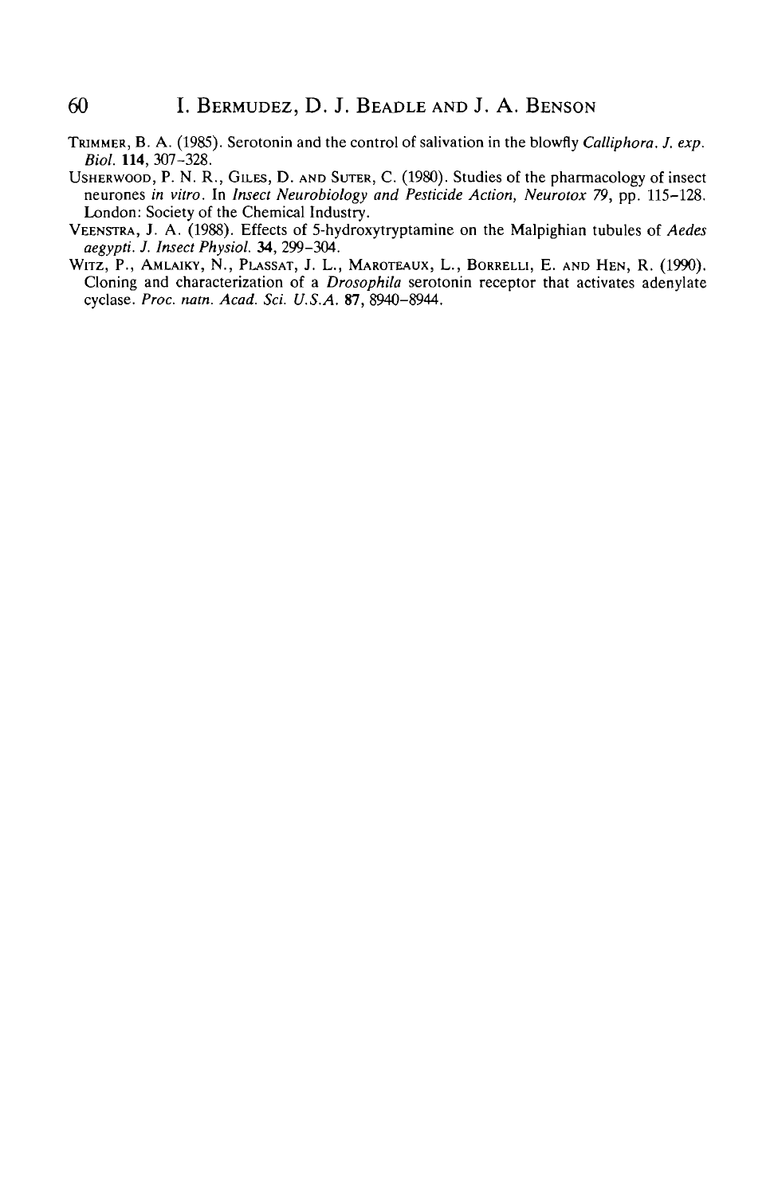TRIMMER, B. A. (1985). Serotonin and the control of salivation in the blowfly *Calliphora*. *J. exp. Biol.* **114**, 307–328.

USHERWOOD, P. N. R., GILES, D. AND SUTER, C. (1980). Studies of the pharmacology of insect neurones *in vitro*. In *Insect Neurobiology and Pesticide Action, Neurotox 79*, pp. 115–128. London: Society of the Chemical Industry.

VEENSTRA, J. A. (1988). Effects of 5-hydroxytryptamine on the Malpighian tubules of *Aedes aegypti*. *J. Insect Physiol.* **34**, 299–304.

WITZ, P., AMLAIKY, N., PLASSAT, J. L., MAROTEAUX, L., BORRELLI, E. AND HEN, R. (1990). Cloning and characterization of a *Drosophila* serotonin receptor that activates adenylate cyclase. *Proc. natn. Acad. Sci. U.S.A.* **87**, 8940–8944.